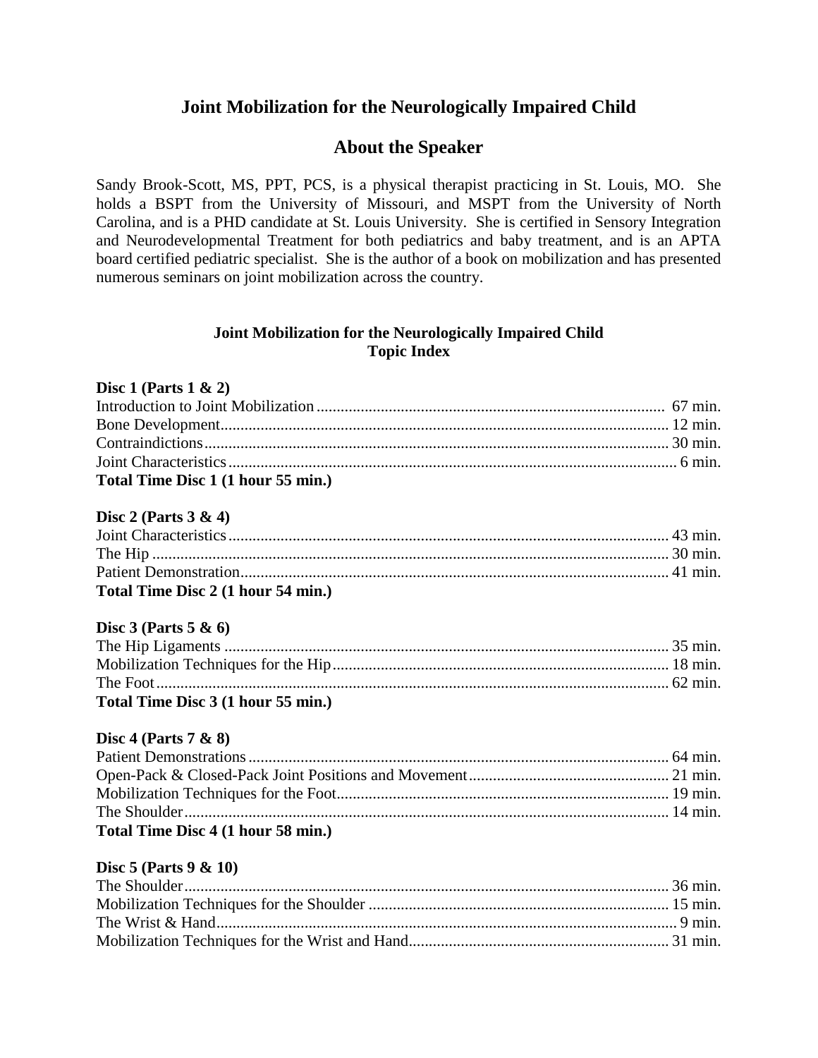# Joint Mobilization for the Neurologically Impaired Child

## About the Speaker

Sandy Brook-Scott, MS, PPT, PCS, is a physical therapist practicing in St. Louis, MO. She holds a BSPT from the University of Missouri, and MSPT from the University of North Carolina, and is a PHD candidate at St. Louis University. She is certified in Sensory Integration and Neurodevelopmental Treatment for both pediatrics and baby treatment, and is an APTA board certified pediatric specialist. She is the author of a book on mobilization and has presented numerous seminars on joint mobilization across the country.

### Joint Mobilization for the Neurologically Impaired Child
### Topic Index

**Disc 1 (Parts 1 & 2)**

Introduction to Joint Mobilization ........ 67 min.
Bone Development ........ 12 min.
Contraindictions ........ 30 min.
Joint Characteristics ........ 6 min.
**Total Time Disc 1 (1 hour 55 min.)**

**Disc 2 (Parts 3 & 4)**

Joint Characteristics ........ 43 min.
The Hip ........ 30 min.
Patient Demonstration ........ 41 min.
**Total Time Disc 2 (1 hour 54 min.)**

**Disc 3 (Parts 5 & 6)**

The Hip Ligaments ........ 35 min.
Mobilization Techniques for the Hip ........ 18 min.
The Foot ........ 62 min.
**Total Time Disc 3 (1 hour 55 min.)**

**Disc 4 (Parts 7 & 8)**

Patient Demonstrations ........ 64 min.
Open-Pack & Closed-Pack Joint Positions and Movement ........ 21 min.
Mobilization Techniques for the Foot ........ 19 min.
The Shoulder ........ 14 min.
**Total Time Disc 4 (1 hour 58 min.)**

**Disc 5 (Parts 9 & 10)**

The Shoulder ........ 36 min.
Mobilization Techniques for the Shoulder ........ 15 min.
The Wrist & Hand ........ 9 min.
Mobilization Techniques for the Wrist and Hand ........ 31 min.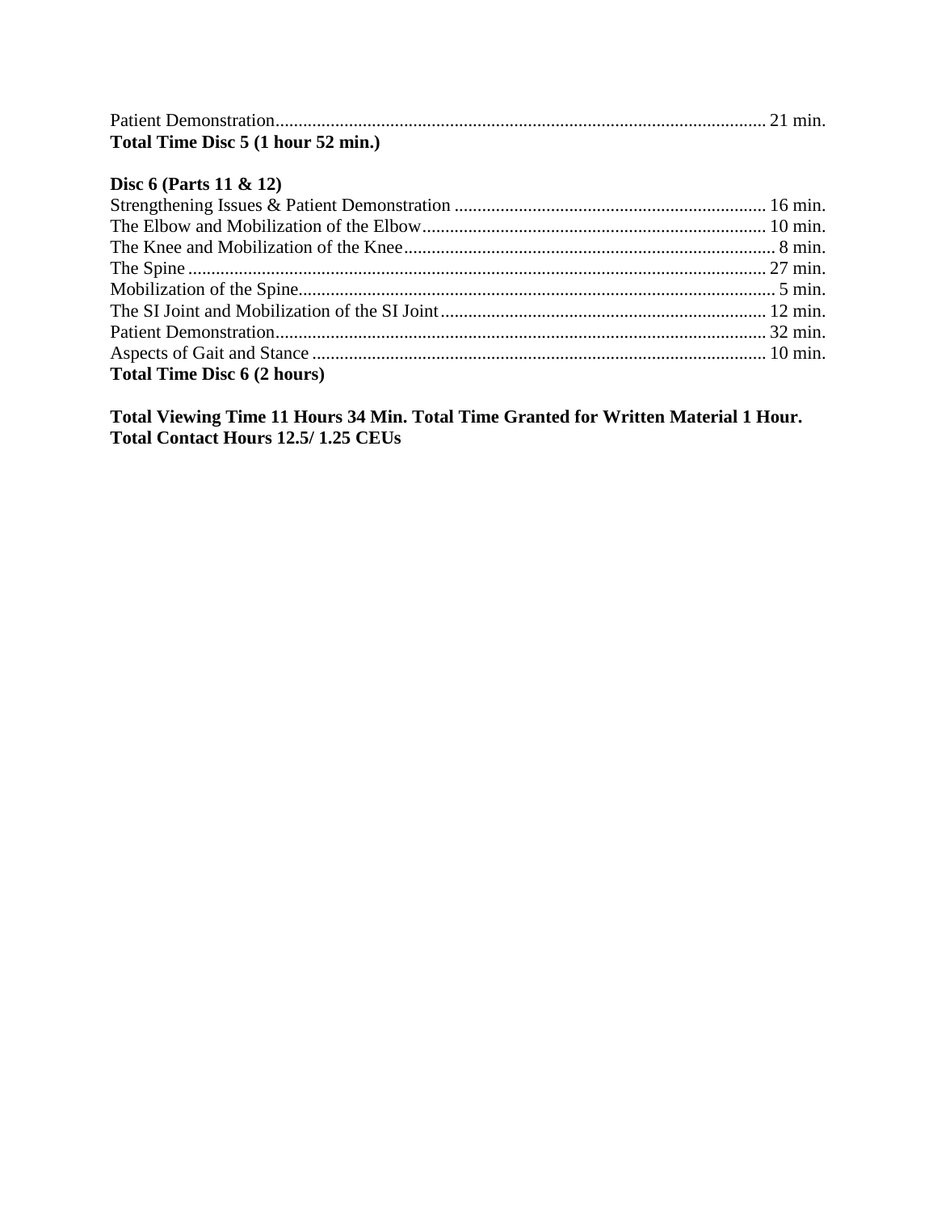Patient Demonstration.......................................................................................................... 21 min.
**Total Time Disc 5 (1 hour 52 min.)**

**Disc 6 (Parts 11 & 12)**
Strengthening Issues & Patient Demonstration .................................................................. 16 min.
The Elbow and Mobilization of the Elbow.......................................................................... 10 min.
The Knee and Mobilization of the Knee................................................................................ 8 min.
The Spine ............................................................................................................................ 27 min.
Mobilization of the Spine....................................................................................................... 5 min.
The SI Joint and Mobilization of the SI Joint...................................................................... 12 min.
Patient Demonstration.......................................................................................................... 32 min.
Aspects of Gait and Stance .................................................................................................. 10 min.
**Total Time Disc 6 (2 hours)**

**Total Viewing Time 11 Hours 34 Min. Total Time Granted for Written Material 1 Hour.**
**Total Contact Hours 12.5/ 1.25 CEUs**